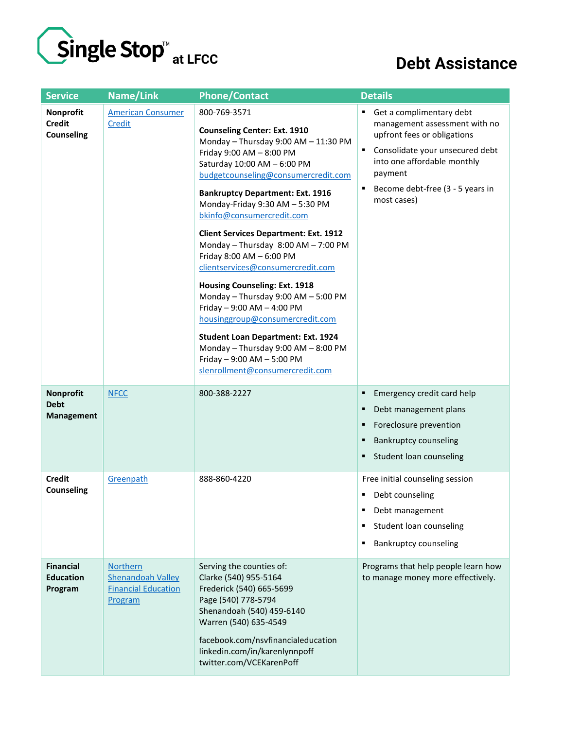# Single Stop™ at LFCC

# Debt Assistance

| Service | Name/Link | Phone/Contact | Details |
| --- | --- | --- | --- |
| **Nonprofit Credit Counseling** | [American Consumer Credit]() | 800-769-3571<br><br>**Counseling Center: Ext. 1910**<br>Monday – Thursday 9:00 AM – 11:30 PM<br>Friday 9:00 AM – 8:00 PM<br>Saturday 10:00 AM – 6:00 PM<br>budgetcounseling@consumercredit.com<br><br>**Bankruptcy Department: Ext. 1916**<br>Monday-Friday 9:30 AM – 5:30 PM<br>bkinfo@consumercredit.com<br><br>**Client Services Department: Ext. 1912**<br>Monday – Thursday 8:00 AM – 7:00 PM<br>Friday 8:00 AM – 6:00 PM<br>clientservices@consumercredit.com<br><br>**Housing Counseling: Ext. 1918**<br>Monday – Thursday 9:00 AM – 5:00 PM<br>Friday – 9:00 AM – 4:00 PM<br>housinggroup@consumercredit.com<br><br>**Student Loan Department: Ext. 1924**<br>Monday – Thursday 9:00 AM – 8:00 PM<br>Friday – 9:00 AM – 5:00 PM<br>slenrollment@consumercredit.com | ▪ Get a complimentary debt management assessment with no upfront fees or obligations<br>▪ Consolidate your unsecured debt into one affordable monthly payment<br>▪ Become debt-free (3 - 5 years in most cases) |
| **Nonprofit Debt Management** | [NFCC]() | 800-388-2227 | ▪ Emergency credit card help<br>▪ Debt management plans<br>▪ Foreclosure prevention<br>▪ Bankruptcy counseling<br>▪ Student loan counseling |
| **Credit Counseling** | [Greenpath]() | 888-860-4220 | Free initial counseling session<br>▪ Debt counseling<br>▪ Debt management<br>▪ Student loan counseling<br>▪ Bankruptcy counseling |
| **Financial Education Program** | [Northern Shenandoah Valley Financial Education Program]() | Serving the counties of:<br>Clarke (540) 955-5164<br>Frederick (540) 665-5699<br>Page (540) 778-5794<br>Shenandoah (540) 459-6140<br>Warren (540) 635-4549<br><br>facebook.com/nsvfinancialeducation<br>linkedin.com/in/karenlynnpoff<br>twitter.com/VCEKarenPoff | Programs that help people learn how to manage money more effectively. |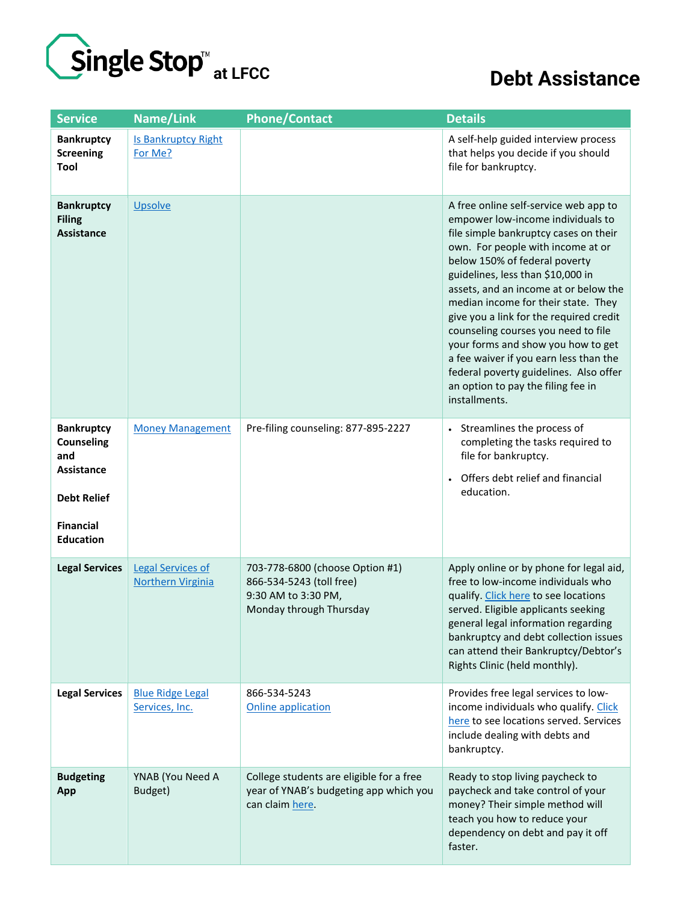Single Stop™ at LFCC

# Debt Assistance

| Service | Name/Link | Phone/Contact | Details |
| --- | --- | --- | --- |
| **Bankruptcy Screening Tool** | Is Bankruptcy Right For Me? | | A self-help guided interview process that helps you decide if you should file for bankruptcy. |
| **Bankruptcy Filing Assistance** | Upsolve | | A free online self-service web app to empower low-income individuals to file simple bankruptcy cases on their own. For people with income at or below 150% of federal poverty guidelines, less than $10,000 in assets, and an income at or below the median income for their state. They give you a link for the required credit counseling courses you need to file your forms and show you how to get a fee waiver if you earn less than the federal poverty guidelines. Also offer an option to pay the filing fee in installments. |
| **Bankruptcy Counseling and Assistance**<br><br>**Debt Relief**<br><br>**Financial Education** | Money Management | Pre-filing counseling: 877-895-2227 | • Streamlines the process of completing the tasks required to file for bankruptcy.<br>• Offers debt relief and financial education. |
| **Legal Services** | Legal Services of Northern Virginia | 703-778-6800 (choose Option #1)<br>866-534-5243 (toll free)<br>9:30 AM to 3:30 PM,<br>Monday through Thursday | Apply online or by phone for legal aid, free to low-income individuals who qualify. Click here to see locations served. Eligible applicants seeking general legal information regarding bankruptcy and debt collection issues can attend their Bankruptcy/Debtor's Rights Clinic (held monthly). |
| **Legal Services** | Blue Ridge Legal Services, Inc. | 866-534-5243<br>Online application | Provides free legal services to low-income individuals who qualify. Click here to see locations served. Services include dealing with debts and bankruptcy. |
| **Budgeting App** | YNAB (You Need A Budget) | College students are eligible for a free year of YNAB's budgeting app which you can claim here. | Ready to stop living paycheck to paycheck and take control of your money? Their simple method will teach you how to reduce your dependency on debt and pay it off faster. |